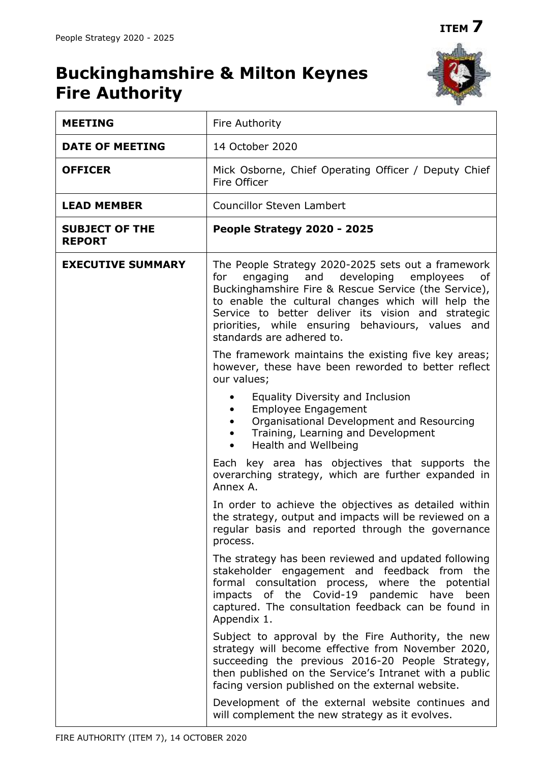**ITEM 7**

# Buckinghamshire & Milton Keynes Fire Authority

| | |
|---|---|
| **MEETING** | Fire Authority |
| **DATE OF MEETING** | 14 October 2020 |
| **OFFICER** | Mick Osborne, Chief Operating Officer / Deputy Chief Fire Officer |
| **LEAD MEMBER** | Councillor Steven Lambert |
| **SUBJECT OF THE REPORT** | **People Strategy 2020 - 2025** |
| **EXECUTIVE SUMMARY** | The People Strategy 2020-2025 sets out a framework for engaging and developing employees of Buckinghamshire Fire & Rescue Service (the Service), to enable the cultural changes which will help the Service to better deliver its vision and strategic priorities, while ensuring behaviours, values and standards are adhered to.<br><br>The framework maintains the existing five key areas; however, these have been reworded to better reflect our values;<br><br>• Equality Diversity and Inclusion<br>• Employee Engagement<br>• Organisational Development and Resourcing<br>• Training, Learning and Development<br>• Health and Wellbeing<br><br>Each key area has objectives that supports the overarching strategy, which are further expanded in Annex A.<br><br>In order to achieve the objectives as detailed within the strategy, output and impacts will be reviewed on a regular basis and reported through the governance process.<br><br>The strategy has been reviewed and updated following stakeholder engagement and feedback from the formal consultation process, where the potential impacts of the Covid-19 pandemic have been captured. The consultation feedback can be found in Appendix 1.<br><br>Subject to approval by the Fire Authority, the new strategy will become effective from November 2020, succeeding the previous 2016-20 People Strategy, then published on the Service's Intranet with a public facing version published on the external website.<br><br>Development of the external website continues and will complement the new strategy as it evolves. |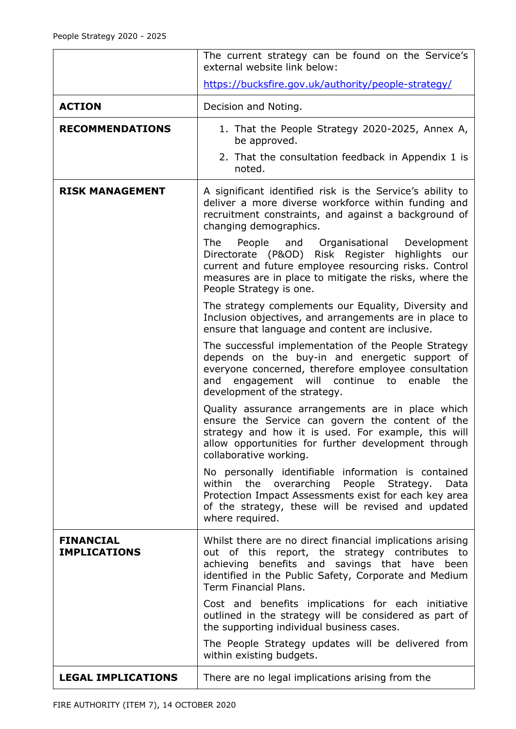| | |
|---|---|
| | The current strategy can be found on the Service's external website link below:<br><br>https://bucksfire.gov.uk/authority/people-strategy/ |
| **ACTION** | Decision and Noting. |
| **RECOMMENDATIONS** | 1. That the People Strategy 2020-2025, Annex A, be approved.<br>2. That the consultation feedback in Appendix 1 is noted. |
| **RISK MANAGEMENT** | A significant identified risk is the Service's ability to deliver a more diverse workforce within funding and recruitment constraints, and against a background of changing demographics.<br><br>The People and Organisational Development Directorate (P&OD) Risk Register highlights our current and future employee resourcing risks. Control measures are in place to mitigate the risks, where the People Strategy is one.<br><br>The strategy complements our Equality, Diversity and Inclusion objectives, and arrangements are in place to ensure that language and content are inclusive.<br><br>The successful implementation of the People Strategy depends on the buy-in and energetic support of everyone concerned, therefore employee consultation and engagement will continue to enable the development of the strategy.<br><br>Quality assurance arrangements are in place which ensure the Service can govern the content of the strategy and how it is used. For example, this will allow opportunities for further development through collaborative working.<br><br>No personally identifiable information is contained within the overarching People Strategy. Data Protection Impact Assessments exist for each key area of the strategy, these will be revised and updated where required. |
| **FINANCIAL IMPLICATIONS** | Whilst there are no direct financial implications arising out of this report, the strategy contributes to achieving benefits and savings that have been identified in the Public Safety, Corporate and Medium Term Financial Plans.<br><br>Cost and benefits implications for each initiative outlined in the strategy will be considered as part of the supporting individual business cases.<br><br>The People Strategy updates will be delivered from within existing budgets. |
| **LEGAL IMPLICATIONS** | There are no legal implications arising from the |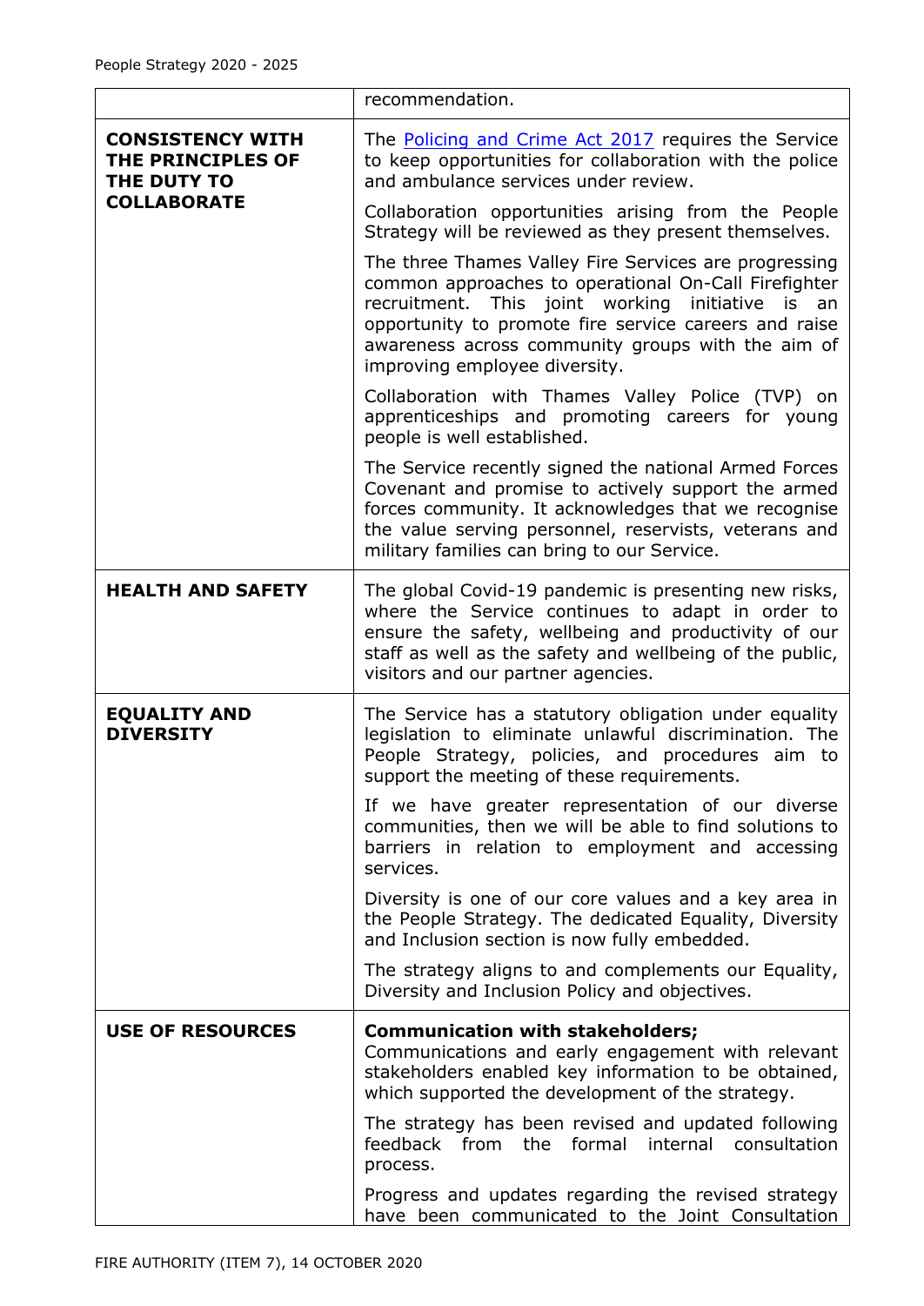| | |
|---|---|
| | recommendation. |
| **CONSISTENCY WITH THE PRINCIPLES OF THE DUTY TO COLLABORATE** | The [Policing and Crime Act 2017](#) requires the Service to keep opportunities for collaboration with the police and ambulance services under review.<br><br>Collaboration opportunities arising from the People Strategy will be reviewed as they present themselves.<br><br>The three Thames Valley Fire Services are progressing common approaches to operational On-Call Firefighter recruitment. This joint working initiative is an opportunity to promote fire service careers and raise awareness across community groups with the aim of improving employee diversity.<br><br>Collaboration with Thames Valley Police (TVP) on apprenticeships and promoting careers for young people is well established.<br><br>The Service recently signed the national Armed Forces Covenant and promise to actively support the armed forces community. It acknowledges that we recognise the value serving personnel, reservists, veterans and military families can bring to our Service. |
| **HEALTH AND SAFETY** | The global Covid-19 pandemic is presenting new risks, where the Service continues to adapt in order to ensure the safety, wellbeing and productivity of our staff as well as the safety and wellbeing of the public, visitors and our partner agencies. |
| **EQUALITY AND DIVERSITY** | The Service has a statutory obligation under equality legislation to eliminate unlawful discrimination. The People Strategy, policies, and procedures aim to support the meeting of these requirements.<br><br>If we have greater representation of our diverse communities, then we will be able to find solutions to barriers in relation to employment and accessing services.<br><br>Diversity is one of our core values and a key area in the People Strategy. The dedicated Equality, Diversity and Inclusion section is now fully embedded.<br><br>The strategy aligns to and complements our Equality, Diversity and Inclusion Policy and objectives. |
| **USE OF RESOURCES** | **Communication with stakeholders;**<br>Communications and early engagement with relevant stakeholders enabled key information to be obtained, which supported the development of the strategy.<br><br>The strategy has been revised and updated following feedback from the formal internal consultation process.<br><br>Progress and updates regarding the revised strategy have been communicated to the Joint Consultation |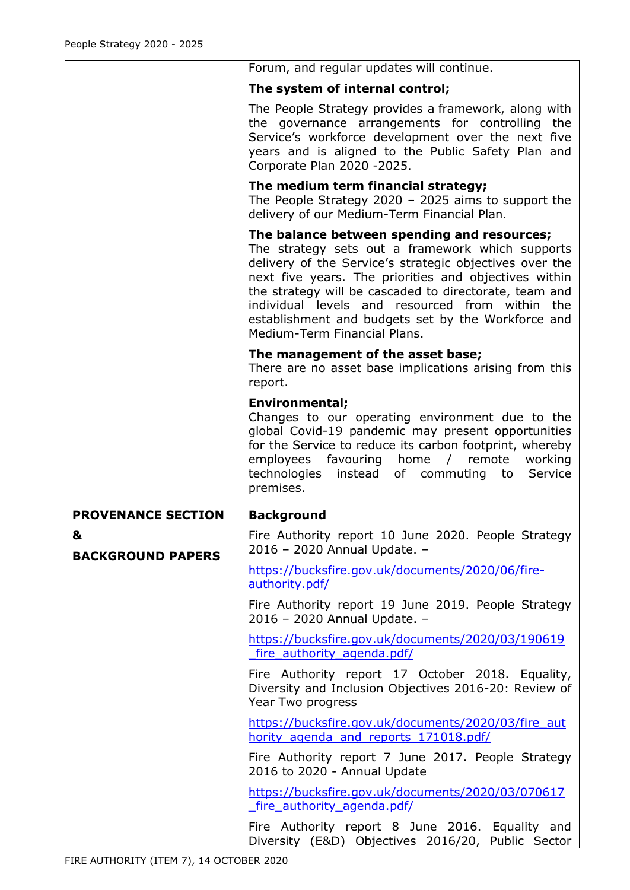| | |
|---|---|
| | Forum, and regular updates will continue.<br><br>**The system of internal control;**<br><br>The People Strategy provides a framework, along with the governance arrangements for controlling the Service's workforce development over the next five years and is aligned to the Public Safety Plan and Corporate Plan 2020 -2025.<br><br>**The medium term financial strategy;**<br>The People Strategy 2020 – 2025 aims to support the delivery of our Medium-Term Financial Plan.<br><br>**The balance between spending and resources;**<br>The strategy sets out a framework which supports delivery of the Service's strategic objectives over the next five years. The priorities and objectives within the strategy will be cascaded to directorate, team and individual levels and resourced from within the establishment and budgets set by the Workforce and Medium-Term Financial Plans.<br><br>**The management of the asset base;**<br>There are no asset base implications arising from this report.<br><br>**Environmental;**<br>Changes to our operating environment due to the global Covid-19 pandemic may present opportunities for the Service to reduce its carbon footprint, whereby employees favouring home / remote working technologies instead of commuting to Service premises. |
| **PROVENANCE SECTION**<br><br>**&**<br><br>**BACKGROUND PAPERS** | **Background**<br><br>Fire Authority report 10 June 2020. People Strategy 2016 – 2020 Annual Update. –<br><br>https://bucksfire.gov.uk/documents/2020/06/fire-authority.pdf/<br><br>Fire Authority report 19 June 2019. People Strategy 2016 – 2020 Annual Update. –<br><br>https://bucksfire.gov.uk/documents/2020/03/190619_fire_authority_agenda.pdf/<br><br>Fire Authority report 17 October 2018. Equality, Diversity and Inclusion Objectives 2016-20: Review of Year Two progress<br><br>https://bucksfire.gov.uk/documents/2020/03/fire_authority_agenda_and_reports_171018.pdf/<br><br>Fire Authority report 7 June 2017. People Strategy 2016 to 2020 - Annual Update<br><br>https://bucksfire.gov.uk/documents/2020/03/070617_fire_authority_agenda.pdf/<br><br>Fire Authority report 8 June 2016. Equality and Diversity (E&D) Objectives 2016/20, Public Sector |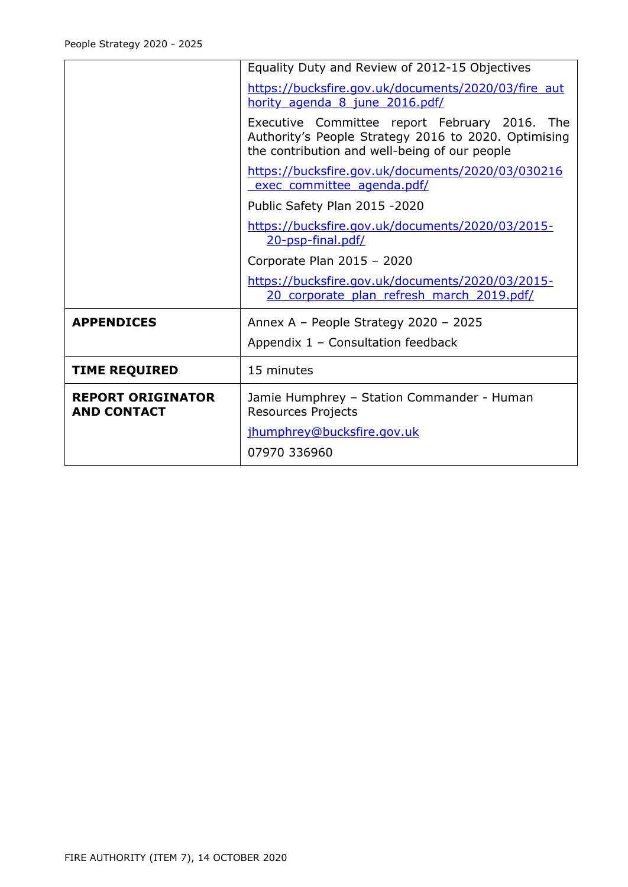| | |
|---|---|
| | Equality Duty and Review of 2012-15 Objectives<br><br>https://bucksfire.gov.uk/documents/2020/03/fire_authority_agenda_8_june_2016.pdf/<br><br>Executive Committee report February 2016. The Authority's People Strategy 2016 to 2020. Optimising the contribution and well-being of our people<br><br>https://bucksfire.gov.uk/documents/2020/03/030216_exec_committee_agenda.pdf/<br><br>Public Safety Plan 2015 -2020<br><br>https://bucksfire.gov.uk/documents/2020/03/2015-20-psp-final.pdf/<br><br>Corporate Plan 2015 – 2020<br><br>https://bucksfire.gov.uk/documents/2020/03/2015-20_corporate_plan_refresh_march_2019.pdf/ |
| **APPENDICES** | Annex A – People Strategy 2020 – 2025<br><br>Appendix 1 – Consultation feedback |
| **TIME REQUIRED** | 15 minutes |
| **REPORT ORIGINATOR AND CONTACT** | Jamie Humphrey – Station Commander - Human Resources Projects<br><br>jhumphrey@bucksfire.gov.uk<br><br>07970 336960 |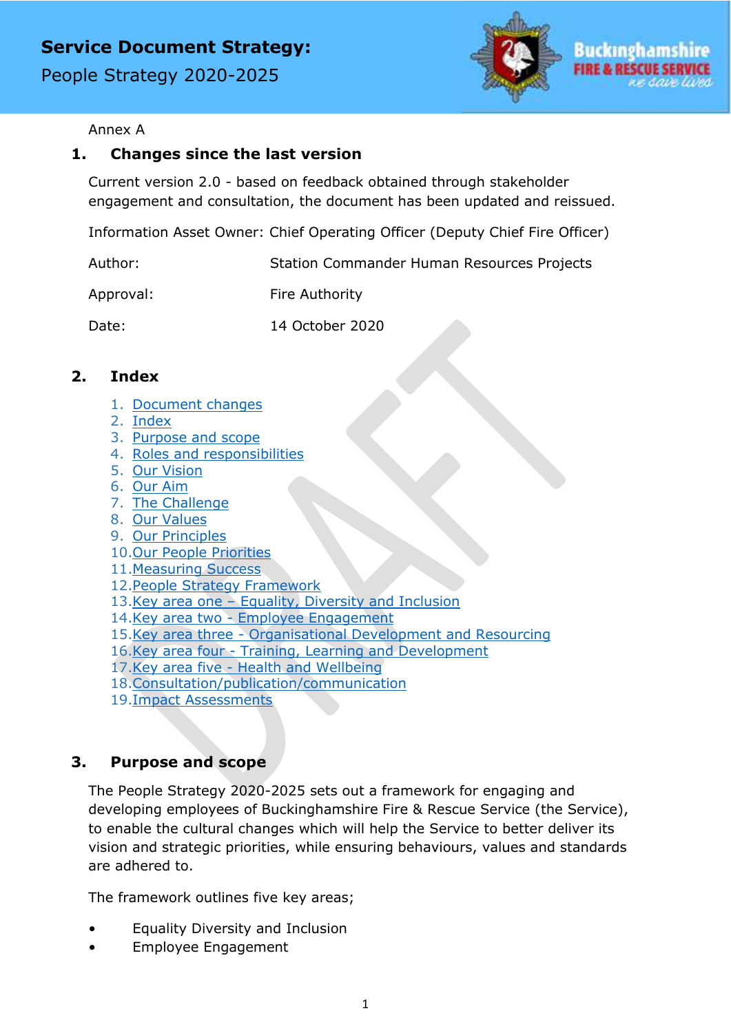Annex A

## 1. Changes since the last version

Current version 2.0 - based on feedback obtained through stakeholder engagement and consultation, the document has been updated and reissued.

Information Asset Owner: Chief Operating Officer (Deputy Chief Fire Officer)

Author: Station Commander Human Resources Projects

Approval: Fire Authority

Date: 14 October 2020

## 2. Index

1. Document changes
2. Index
3. Purpose and scope
4. Roles and responsibilities
5. Our Vision
6. Our Aim
7. The Challenge
8. Our Values
9. Our Principles
10. Our People Priorities
11. Measuring Success
12. People Strategy Framework
13. Key area one – Equality, Diversity and Inclusion
14. Key area two - Employee Engagement
15. Key area three - Organisational Development and Resourcing
16. Key area four - Training, Learning and Development
17. Key area five - Health and Wellbeing
18. Consultation/publication/communication
19. Impact Assessments

## 3. Purpose and scope

The People Strategy 2020-2025 sets out a framework for engaging and developing employees of Buckinghamshire Fire & Rescue Service (the Service), to enable the cultural changes which will help the Service to better deliver its vision and strategic priorities, while ensuring behaviours, values and standards are adhered to.

The framework outlines five key areas;

- Equality Diversity and Inclusion
- Employee Engagement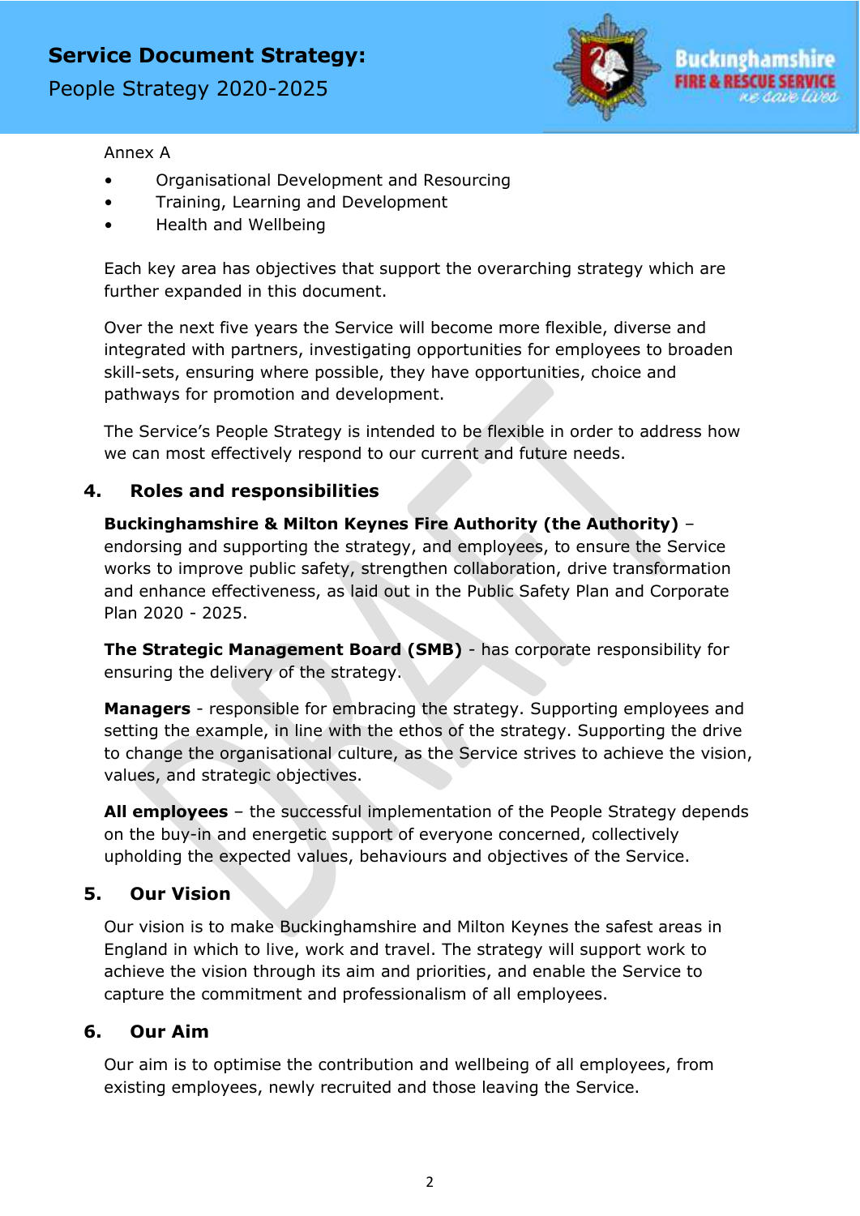Annex A

- Organisational Development and Resourcing
- Training, Learning and Development
- Health and Wellbeing

Each key area has objectives that support the overarching strategy which are further expanded in this document.

Over the next five years the Service will become more flexible, diverse and integrated with partners, investigating opportunities for employees to broaden skill-sets, ensuring where possible, they have opportunities, choice and pathways for promotion and development.

The Service's People Strategy is intended to be flexible in order to address how we can most effectively respond to our current and future needs.

## 4. Roles and responsibilities

**Buckinghamshire & Milton Keynes Fire Authority (the Authority)** – endorsing and supporting the strategy, and employees, to ensure the Service works to improve public safety, strengthen collaboration, drive transformation and enhance effectiveness, as laid out in the Public Safety Plan and Corporate Plan 2020 - 2025.

**The Strategic Management Board (SMB)** - has corporate responsibility for ensuring the delivery of the strategy.

**Managers** - responsible for embracing the strategy. Supporting employees and setting the example, in line with the ethos of the strategy. Supporting the drive to change the organisational culture, as the Service strives to achieve the vision, values, and strategic objectives.

**All employees** – the successful implementation of the People Strategy depends on the buy-in and energetic support of everyone concerned, collectively upholding the expected values, behaviours and objectives of the Service.

## 5. Our Vision

Our vision is to make Buckinghamshire and Milton Keynes the safest areas in England in which to live, work and travel. The strategy will support work to achieve the vision through its aim and priorities, and enable the Service to capture the commitment and professionalism of all employees.

## 6. Our Aim

Our aim is to optimise the contribution and wellbeing of all employees, from existing employees, newly recruited and those leaving the Service.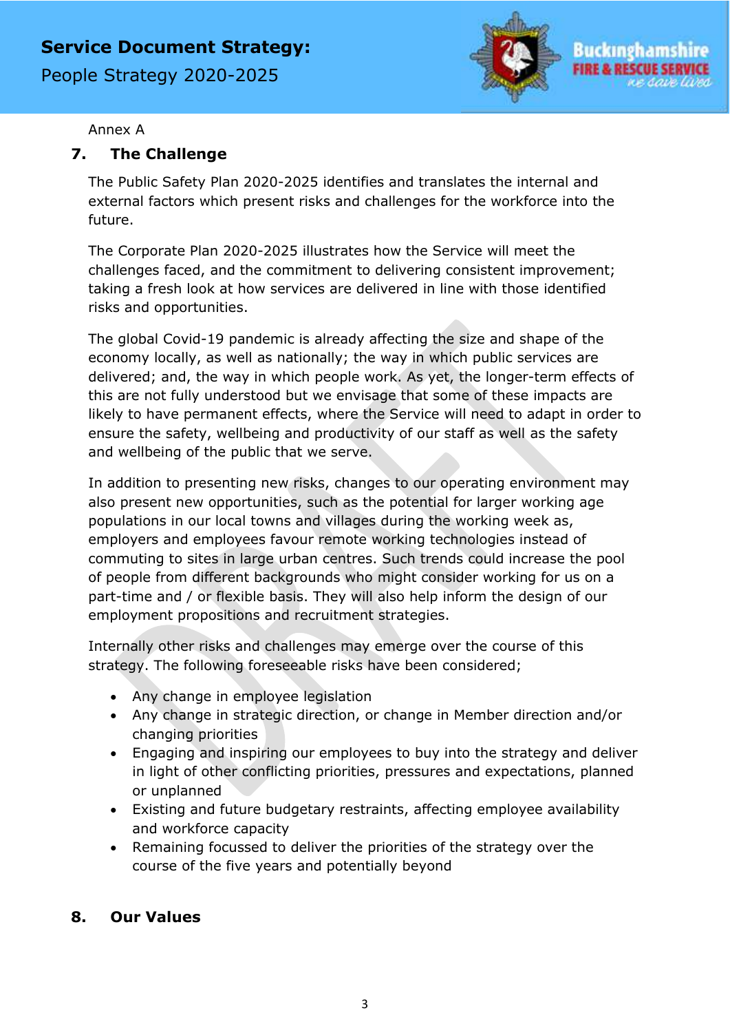Annex A

## 7. The Challenge

The Public Safety Plan 2020-2025 identifies and translates the internal and external factors which present risks and challenges for the workforce into the future.

The Corporate Plan 2020-2025 illustrates how the Service will meet the challenges faced, and the commitment to delivering consistent improvement; taking a fresh look at how services are delivered in line with those identified risks and opportunities.

The global Covid-19 pandemic is already affecting the size and shape of the economy locally, as well as nationally; the way in which public services are delivered; and, the way in which people work. As yet, the longer-term effects of this are not fully understood but we envisage that some of these impacts are likely to have permanent effects, where the Service will need to adapt in order to ensure the safety, wellbeing and productivity of our staff as well as the safety and wellbeing of the public that we serve.

In addition to presenting new risks, changes to our operating environment may also present new opportunities, such as the potential for larger working age populations in our local towns and villages during the working week as, employers and employees favour remote working technologies instead of commuting to sites in large urban centres. Such trends could increase the pool of people from different backgrounds who might consider working for us on a part-time and / or flexible basis. They will also help inform the design of our employment propositions and recruitment strategies.

Internally other risks and challenges may emerge over the course of this strategy. The following foreseeable risks have been considered;

- Any change in employee legislation
- Any change in strategic direction, or change in Member direction and/or changing priorities
- Engaging and inspiring our employees to buy into the strategy and deliver in light of other conflicting priorities, pressures and expectations, planned or unplanned
- Existing and future budgetary restraints, affecting employee availability and workforce capacity
- Remaining focussed to deliver the priorities of the strategy over the course of the five years and potentially beyond

## 8. Our Values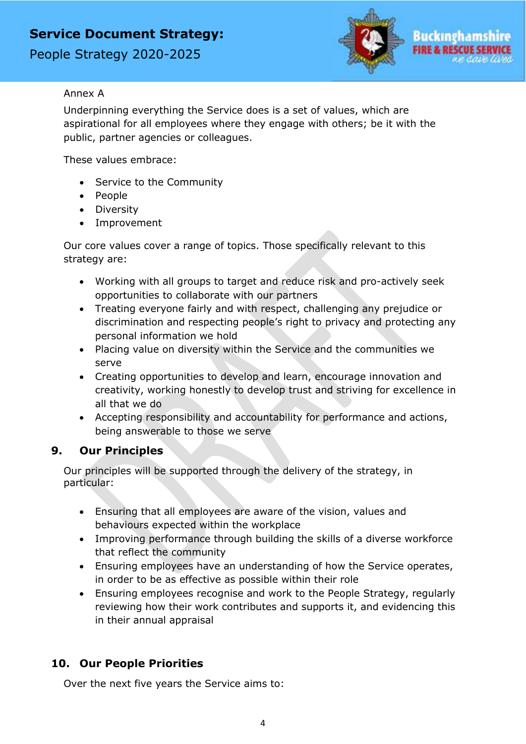Annex A

Underpinning everything the Service does is a set of values, which are aspirational for all employees where they engage with others; be it with the public, partner agencies or colleagues.

These values embrace:

- Service to the Community
- People
- Diversity
- Improvement

Our core values cover a range of topics. Those specifically relevant to this strategy are:

- Working with all groups to target and reduce risk and pro-actively seek opportunities to collaborate with our partners
- Treating everyone fairly and with respect, challenging any prejudice or discrimination and respecting people's right to privacy and protecting any personal information we hold
- Placing value on diversity within the Service and the communities we serve
- Creating opportunities to develop and learn, encourage innovation and creativity, working honestly to develop trust and striving for excellence in all that we do
- Accepting responsibility and accountability for performance and actions, being answerable to those we serve

## 9. Our Principles

Our principles will be supported through the delivery of the strategy, in particular:

- Ensuring that all employees are aware of the vision, values and behaviours expected within the workplace
- Improving performance through building the skills of a diverse workforce that reflect the community
- Ensuring employees have an understanding of how the Service operates, in order to be as effective as possible within their role
- Ensuring employees recognise and work to the People Strategy, regularly reviewing how their work contributes and supports it, and evidencing this in their annual appraisal

## 10. Our People Priorities

Over the next five years the Service aims to: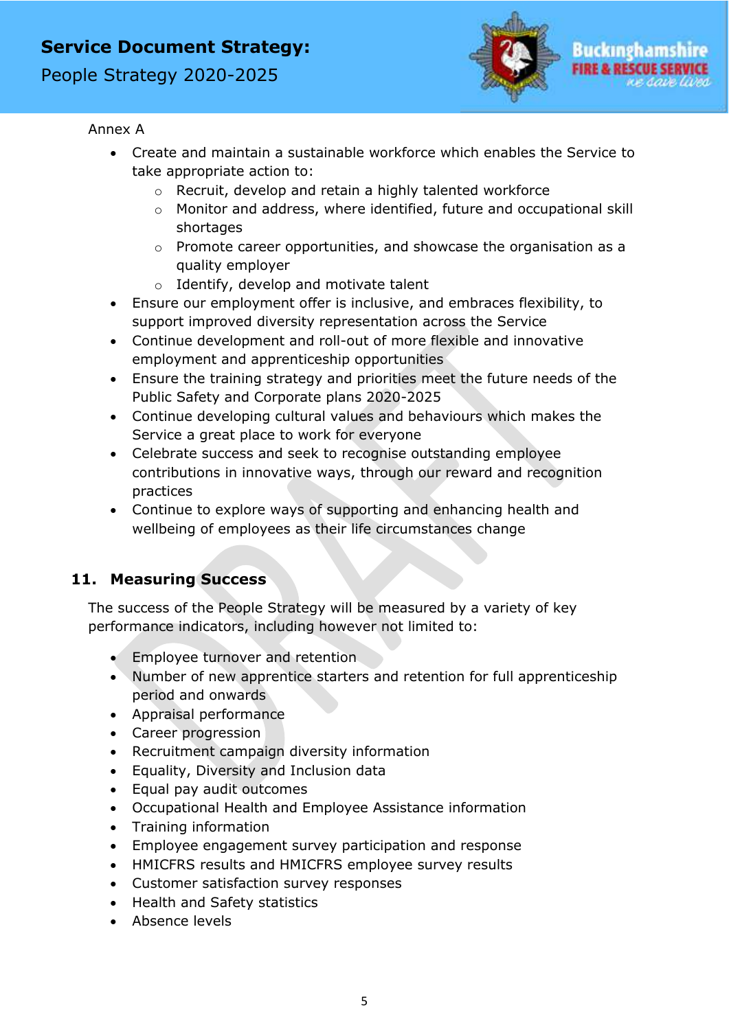Annex A

- Create and maintain a sustainable workforce which enables the Service to take appropriate action to:
  - Recruit, develop and retain a highly talented workforce
  - Monitor and address, where identified, future and occupational skill shortages
  - Promote career opportunities, and showcase the organisation as a quality employer
  - Identify, develop and motivate talent
- Ensure our employment offer is inclusive, and embraces flexibility, to support improved diversity representation across the Service
- Continue development and roll-out of more flexible and innovative employment and apprenticeship opportunities
- Ensure the training strategy and priorities meet the future needs of the Public Safety and Corporate plans 2020-2025
- Continue developing cultural values and behaviours which makes the Service a great place to work for everyone
- Celebrate success and seek to recognise outstanding employee contributions in innovative ways, through our reward and recognition practices
- Continue to explore ways of supporting and enhancing health and wellbeing of employees as their life circumstances change

## 11. Measuring Success

The success of the People Strategy will be measured by a variety of key performance indicators, including however not limited to:

- Employee turnover and retention
- Number of new apprentice starters and retention for full apprenticeship period and onwards
- Appraisal performance
- Career progression
- Recruitment campaign diversity information
- Equality, Diversity and Inclusion data
- Equal pay audit outcomes
- Occupational Health and Employee Assistance information
- Training information
- Employee engagement survey participation and response
- HMICFRS results and HMICFRS employee survey results
- Customer satisfaction survey responses
- Health and Safety statistics
- Absence levels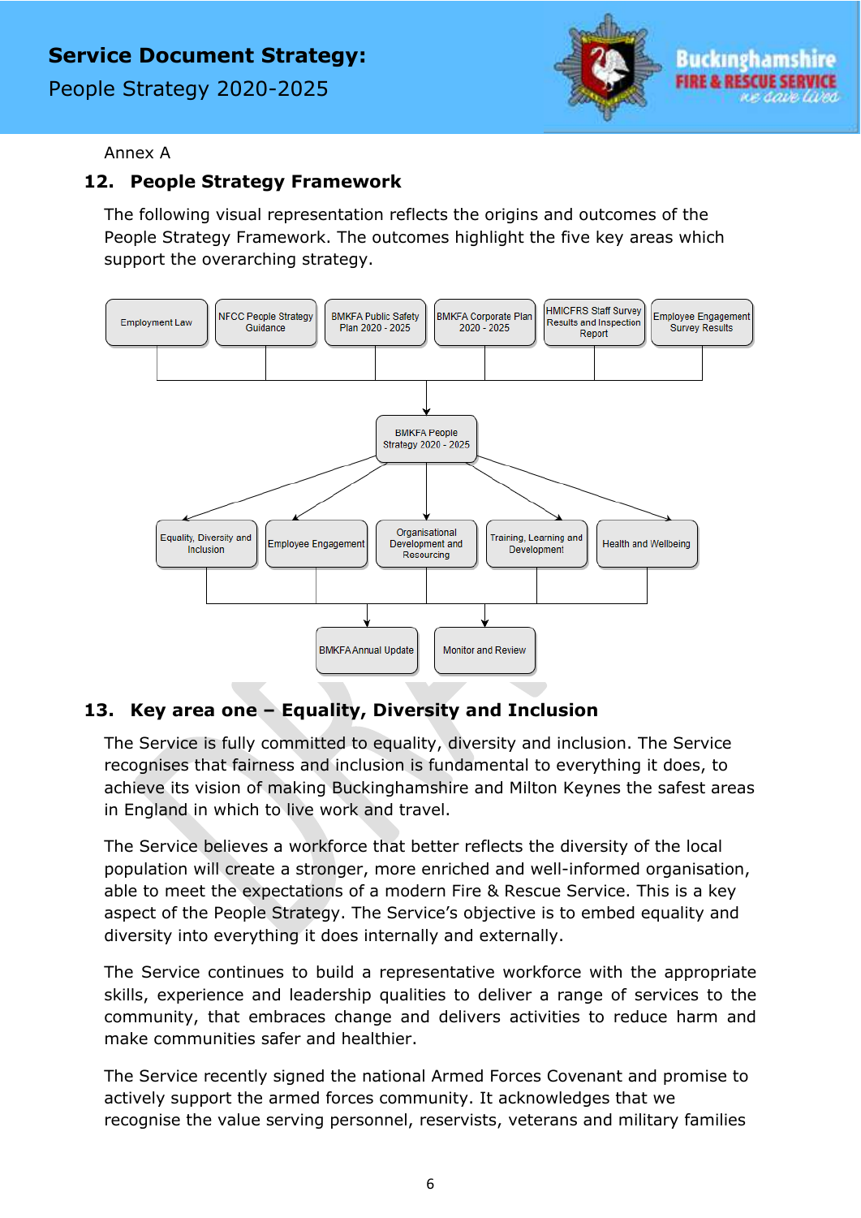Annex A

## 12. People Strategy Framework

The following visual representation reflects the origins and outcomes of the People Strategy Framework. The outcomes highlight the five key areas which support the overarching strategy.

Employment Law | NFCC People Strategy Guidance | BMKFA Public Safety Plan 2020 - 2025 | BMKFA Corporate Plan 2020 - 2025 | HMICFRS Staff Survey Results and Inspection Report | Employee Engagement Survey Results

↓

BMKFA People Strategy 2020 - 2025

↓

Equality, Diversity and Inclusion | Employee Engagement | Organisational Development and Resourcing | Training, Learning and Development | Health and Wellbeing

↓

BMKFA Annual Update | Monitor and Review

## 13. Key area one – Equality, Diversity and Inclusion

The Service is fully committed to equality, diversity and inclusion. The Service recognises that fairness and inclusion is fundamental to everything it does, to achieve its vision of making Buckinghamshire and Milton Keynes the safest areas in England in which to live work and travel.

The Service believes a workforce that better reflects the diversity of the local population will create a stronger, more enriched and well-informed organisation, able to meet the expectations of a modern Fire & Rescue Service. This is a key aspect of the People Strategy. The Service's objective is to embed equality and diversity into everything it does internally and externally.

The Service continues to build a representative workforce with the appropriate skills, experience and leadership qualities to deliver a range of services to the community, that embraces change and delivers activities to reduce harm and make communities safer and healthier.

The Service recently signed the national Armed Forces Covenant and promise to actively support the armed forces community. It acknowledges that we recognise the value serving personnel, reservists, veterans and military families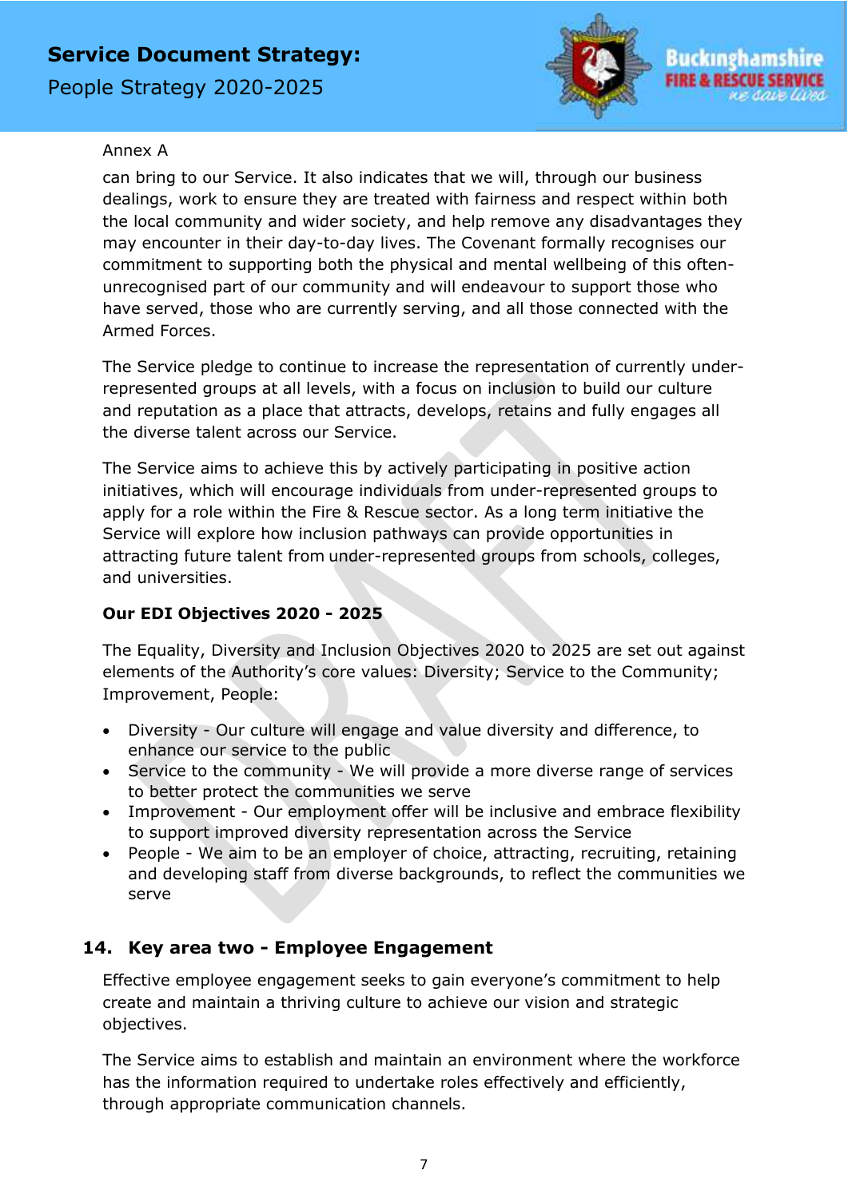Annex A

can bring to our Service. It also indicates that we will, through our business dealings, work to ensure they are treated with fairness and respect within both the local community and wider society, and help remove any disadvantages they may encounter in their day-to-day lives. The Covenant formally recognises our commitment to supporting both the physical and mental wellbeing of this often-unrecognised part of our community and will endeavour to support those who have served, those who are currently serving, and all those connected with the Armed Forces.

The Service pledge to continue to increase the representation of currently under-represented groups at all levels, with a focus on inclusion to build our culture and reputation as a place that attracts, develops, retains and fully engages all the diverse talent across our Service.

The Service aims to achieve this by actively participating in positive action initiatives, which will encourage individuals from under-represented groups to apply for a role within the Fire & Rescue sector. As a long term initiative the Service will explore how inclusion pathways can provide opportunities in attracting future talent from under-represented groups from schools, colleges, and universities.

**Our EDI Objectives 2020 - 2025**

The Equality, Diversity and Inclusion Objectives 2020 to 2025 are set out against elements of the Authority's core values: Diversity; Service to the Community; Improvement, People:

- Diversity - Our culture will engage and value diversity and difference, to enhance our service to the public
- Service to the community - We will provide a more diverse range of services to better protect the communities we serve
- Improvement - Our employment offer will be inclusive and embrace flexibility to support improved diversity representation across the Service
- People - We aim to be an employer of choice, attracting, recruiting, retaining and developing staff from diverse backgrounds, to reflect the communities we serve

## 14. Key area two - Employee Engagement

Effective employee engagement seeks to gain everyone's commitment to help create and maintain a thriving culture to achieve our vision and strategic objectives.

The Service aims to establish and maintain an environment where the workforce has the information required to undertake roles effectively and efficiently, through appropriate communication channels.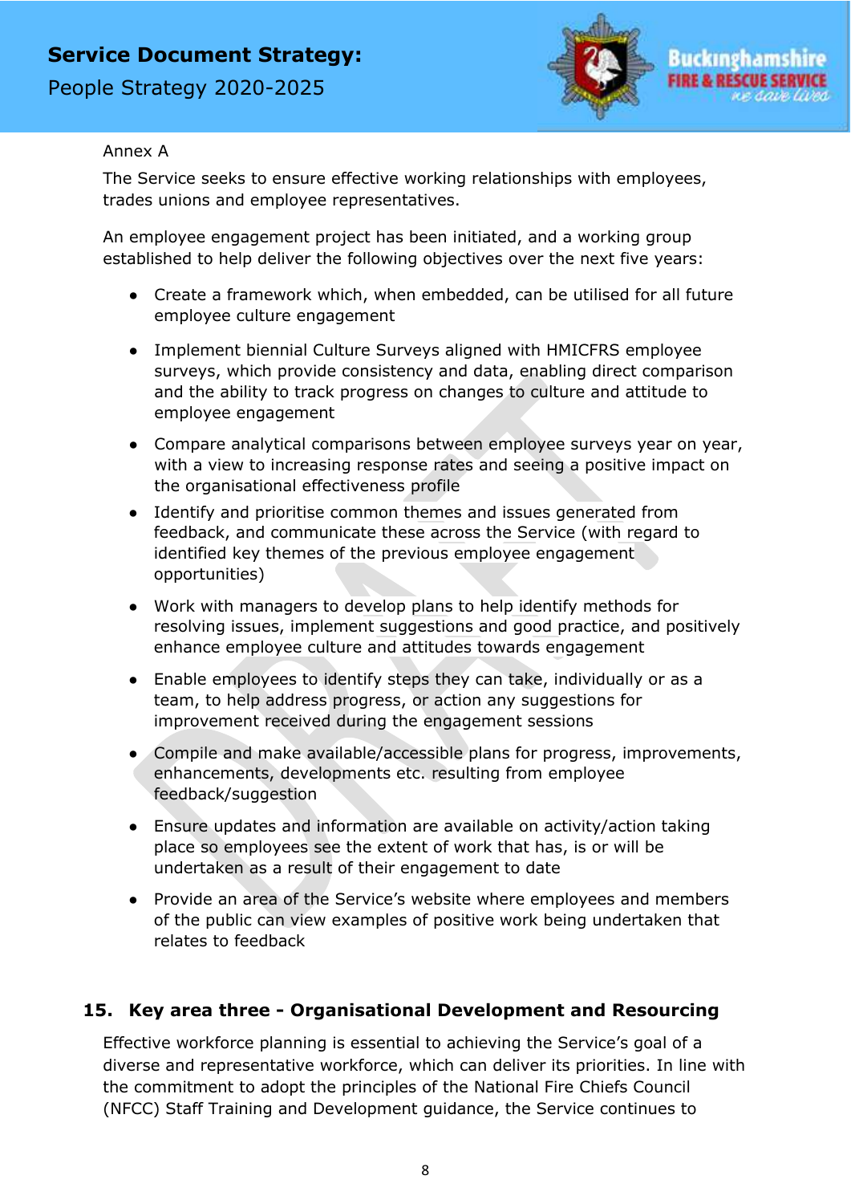Annex A

The Service seeks to ensure effective working relationships with employees, trades unions and employee representatives.

An employee engagement project has been initiated, and a working group established to help deliver the following objectives over the next five years:

- Create a framework which, when embedded, can be utilised for all future employee culture engagement
- Implement biennial Culture Surveys aligned with HMICFRS employee surveys, which provide consistency and data, enabling direct comparison and the ability to track progress on changes to culture and attitude to employee engagement
- Compare analytical comparisons between employee surveys year on year, with a view to increasing response rates and seeing a positive impact on the organisational effectiveness profile
- Identify and prioritise common themes and issues generated from feedback, and communicate these across the Service (with regard to identified key themes of the previous employee engagement opportunities)
- Work with managers to develop plans to help identify methods for resolving issues, implement suggestions and good practice, and positively enhance employee culture and attitudes towards engagement
- Enable employees to identify steps they can take, individually or as a team, to help address progress, or action any suggestions for improvement received during the engagement sessions
- Compile and make available/accessible plans for progress, improvements, enhancements, developments etc. resulting from employee feedback/suggestion
- Ensure updates and information are available on activity/action taking place so employees see the extent of work that has, is or will be undertaken as a result of their engagement to date
- Provide an area of the Service's website where employees and members of the public can view examples of positive work being undertaken that relates to feedback

## 15. Key area three - Organisational Development and Resourcing

Effective workforce planning is essential to achieving the Service's goal of a diverse and representative workforce, which can deliver its priorities. In line with the commitment to adopt the principles of the National Fire Chiefs Council (NFCC) Staff Training and Development guidance, the Service continues to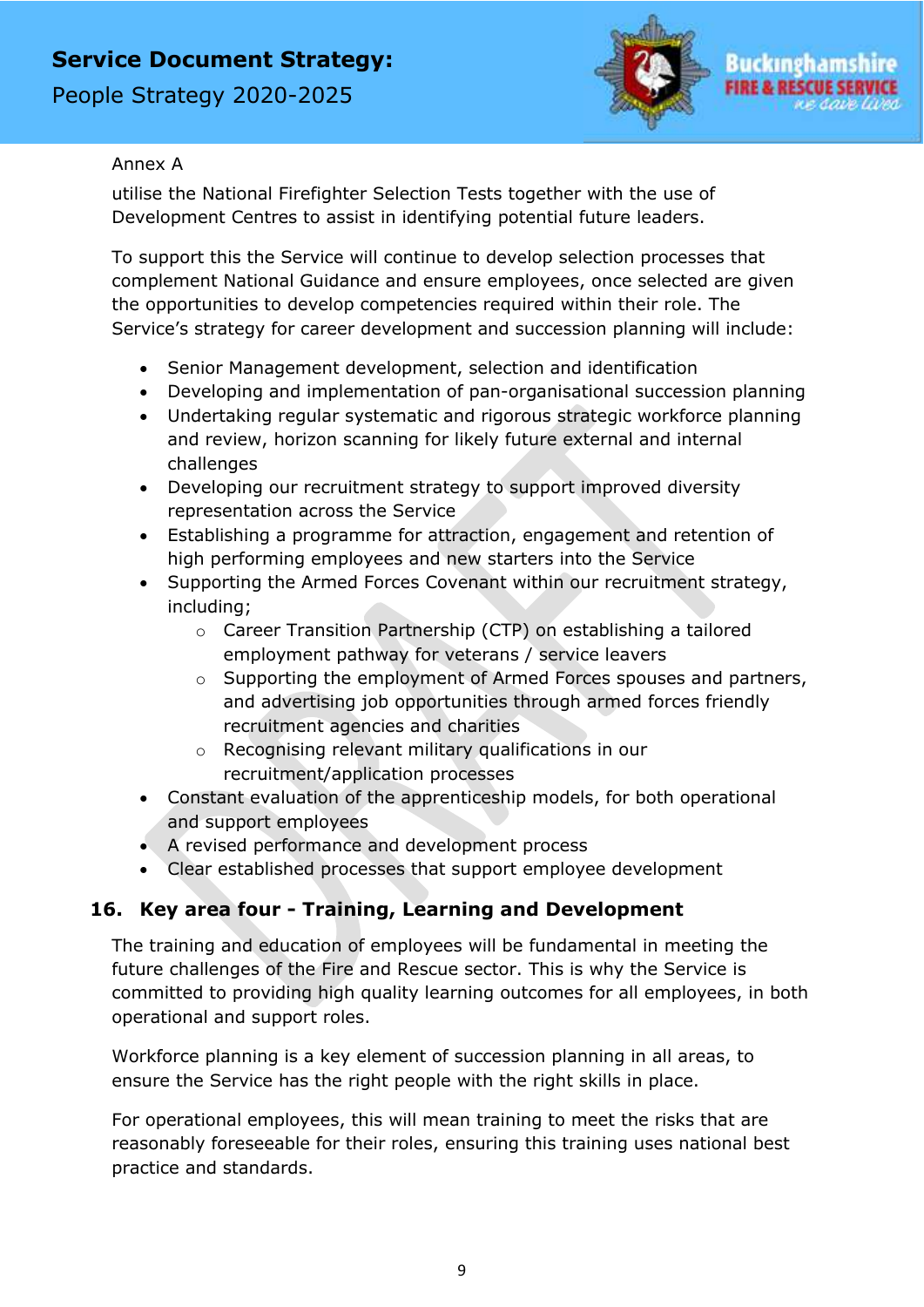Annex A

utilise the National Firefighter Selection Tests together with the use of Development Centres to assist in identifying potential future leaders.

To support this the Service will continue to develop selection processes that complement National Guidance and ensure employees, once selected are given the opportunities to develop competencies required within their role. The Service's strategy for career development and succession planning will include:

- Senior Management development, selection and identification
- Developing and implementation of pan-organisational succession planning
- Undertaking regular systematic and rigorous strategic workforce planning and review, horizon scanning for likely future external and internal challenges
- Developing our recruitment strategy to support improved diversity representation across the Service
- Establishing a programme for attraction, engagement and retention of high performing employees and new starters into the Service
- Supporting the Armed Forces Covenant within our recruitment strategy, including;
    - Career Transition Partnership (CTP) on establishing a tailored employment pathway for veterans / service leavers
    - Supporting the employment of Armed Forces spouses and partners, and advertising job opportunities through armed forces friendly recruitment agencies and charities
    - Recognising relevant military qualifications in our recruitment/application processes
- Constant evaluation of the apprenticeship models, for both operational and support employees
- A revised performance and development process
- Clear established processes that support employee development

## 16. Key area four - Training, Learning and Development

The training and education of employees will be fundamental in meeting the future challenges of the Fire and Rescue sector. This is why the Service is committed to providing high quality learning outcomes for all employees, in both operational and support roles.

Workforce planning is a key element of succession planning in all areas, to ensure the Service has the right people with the right skills in place.

For operational employees, this will mean training to meet the risks that are reasonably foreseeable for their roles, ensuring this training uses national best practice and standards.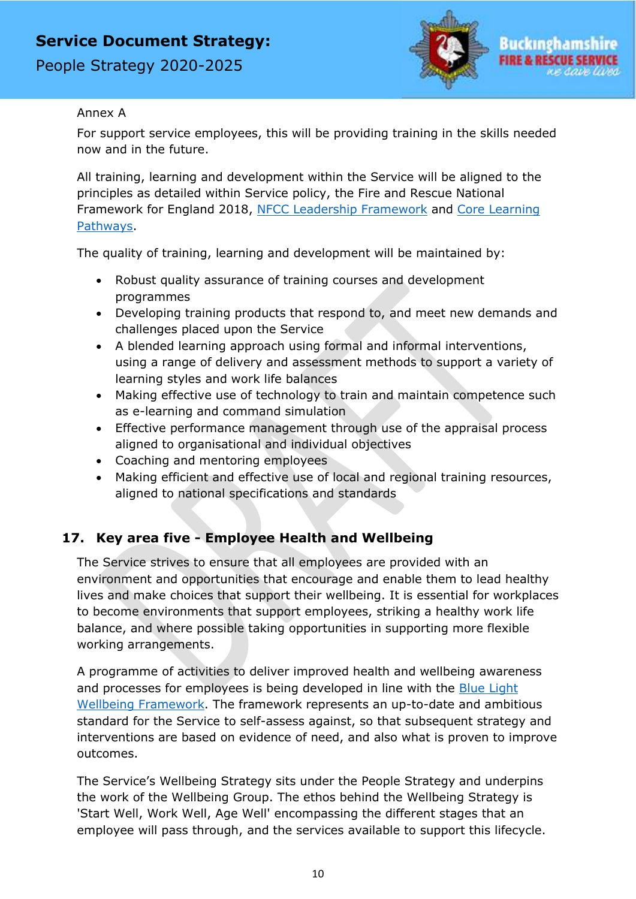Annex A

For support service employees, this will be providing training in the skills needed now and in the future.

All training, learning and development within the Service will be aligned to the principles as detailed within Service policy, the Fire and Rescue National Framework for England 2018, NFCC Leadership Framework and Core Learning Pathways.

The quality of training, learning and development will be maintained by:

- Robust quality assurance of training courses and development programmes
- Developing training products that respond to, and meet new demands and challenges placed upon the Service
- A blended learning approach using formal and informal interventions, using a range of delivery and assessment methods to support a variety of learning styles and work life balances
- Making effective use of technology to train and maintain competence such as e-learning and command simulation
- Effective performance management through use of the appraisal process aligned to organisational and individual objectives
- Coaching and mentoring employees
- Making efficient and effective use of local and regional training resources, aligned to national specifications and standards

## 17. Key area five - Employee Health and Wellbeing

The Service strives to ensure that all employees are provided with an environment and opportunities that encourage and enable them to lead healthy lives and make choices that support their wellbeing. It is essential for workplaces to become environments that support employees, striking a healthy work life balance, and where possible taking opportunities in supporting more flexible working arrangements.

A programme of activities to deliver improved health and wellbeing awareness and processes for employees is being developed in line with the Blue Light Wellbeing Framework. The framework represents an up-to-date and ambitious standard for the Service to self-assess against, so that subsequent strategy and interventions are based on evidence of need, and also what is proven to improve outcomes.

The Service's Wellbeing Strategy sits under the People Strategy and underpins the work of the Wellbeing Group. The ethos behind the Wellbeing Strategy is 'Start Well, Work Well, Age Well' encompassing the different stages that an employee will pass through, and the services available to support this lifecycle.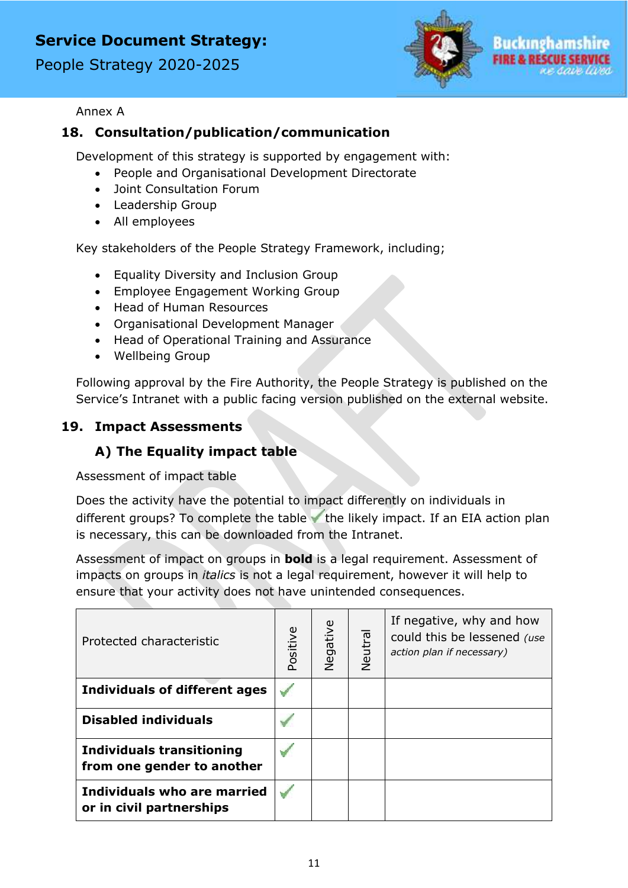Annex A

## 18. Consultation/publication/communication

Development of this strategy is supported by engagement with:

- People and Organisational Development Directorate
- Joint Consultation Forum
- Leadership Group
- All employees

Key stakeholders of the People Strategy Framework, including;

- Equality Diversity and Inclusion Group
- Employee Engagement Working Group
- Head of Human Resources
- Organisational Development Manager
- Head of Operational Training and Assurance
- Wellbeing Group

Following approval by the Fire Authority, the People Strategy is published on the Service's Intranet with a public facing version published on the external website.

## 19. Impact Assessments

### A) The Equality impact table

Assessment of impact table

Does the activity have the potential to impact differently on individuals in different groups? To complete the table ✓ the likely impact. If an EIA action plan is necessary, this can be downloaded from the Intranet.

Assessment of impact on groups in **bold** is a legal requirement. Assessment of impacts on groups in *italics* is not a legal requirement, however it will help to ensure that your activity does not have unintended consequences.

| Protected characteristic | Positive | Negative | Neutral | If negative, why and how could this be lessened *(use action plan if necessary)* |
|---|---|---|---|---|
| **Individuals of different ages** | ✓ | | | |
| **Disabled individuals** | ✓ | | | |
| **Individuals transitioning from one gender to another** | ✓ | | | |
| **Individuals who are married or in civil partnerships** | ✓ | | | |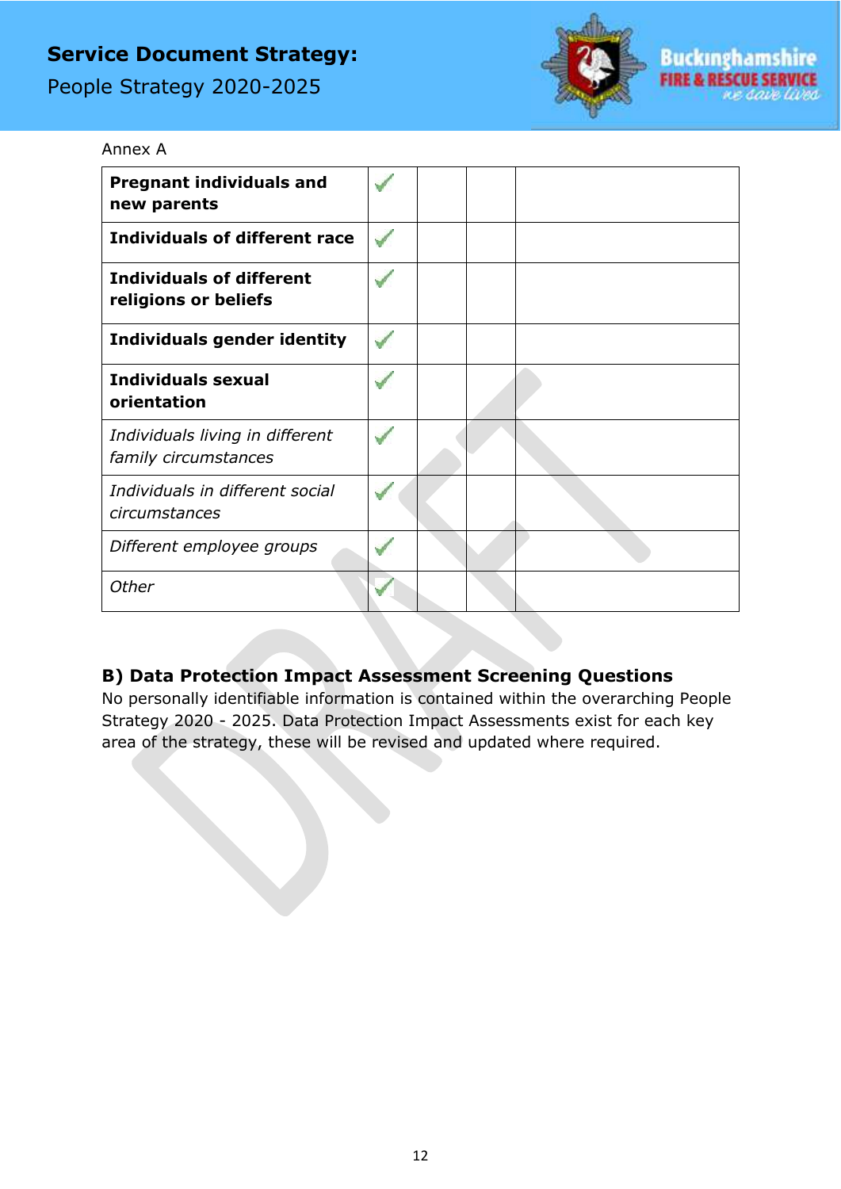Annex A

| | | | | |
|---|---|---|---|---|
| **Pregnant individuals and new parents** | ✓ | | | |
| **Individuals of different race** | ✓ | | | |
| **Individuals of different religions or beliefs** | ✓ | | | |
| **Individuals gender identity** | ✓ | | | |
| **Individuals sexual orientation** | ✓ | | | |
| *Individuals living in different family circumstances* | ✓ | | | |
| *Individuals in different social circumstances* | ✓ | | | |
| *Different employee groups* | ✓ | | | |
| *Other* | ✓ | | | |

### B) Data Protection Impact Assessment Screening Questions

No personally identifiable information is contained within the overarching People Strategy 2020 - 2025. Data Protection Impact Assessments exist for each key area of the strategy, these will be revised and updated where required.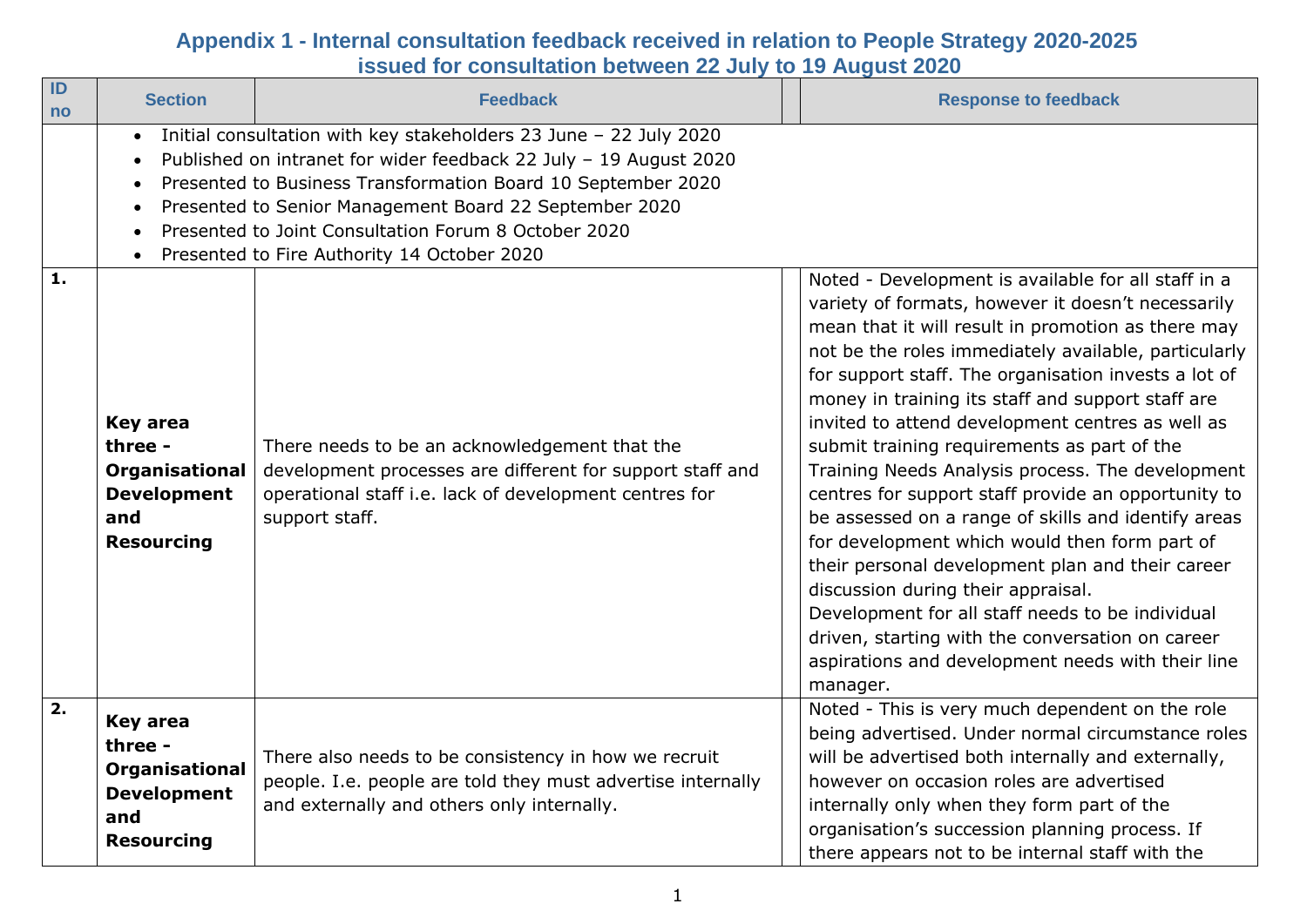# Appendix 1 - Internal consultation feedback received in relation to People Strategy 2020-2025 issued for consultation between 22 July to 19 August 2020

| ID no | Section | Feedback | | Response to feedback |
|---|---|---|---|---|
| | • Initial consultation with key stakeholders 23 June – 22 July 2020<br>• Published on intranet for wider feedback 22 July – 19 August 2020<br>• Presented to Business Transformation Board 10 September 2020<br>• Presented to Senior Management Board 22 September 2020<br>• Presented to Joint Consultation Forum 8 October 2020<br>• Presented to Fire Authority 14 October 2020 | | | |
| **1.** | **Key area three - Organisational Development and Resourcing** | There needs to be an acknowledgement that the development processes are different for support staff and operational staff i.e. lack of development centres for support staff. | | Noted - Development is available for all staff in a variety of formats, however it doesn't necessarily mean that it will result in promotion as there may not be the roles immediately available, particularly for support staff. The organisation invests a lot of money in training its staff and support staff are invited to attend development centres as well as submit training requirements as part of the Training Needs Analysis process. The development centres for support staff provide an opportunity to be assessed on a range of skills and identify areas for development which would then form part of their personal development plan and their career discussion during their appraisal.<br>Development for all staff needs to be individual driven, starting with the conversation on career aspirations and development needs with their line manager. |
| **2.** | **Key area three - Organisational Development and Resourcing** | There also needs to be consistency in how we recruit people. I.e. people are told they must advertise internally and externally and others only internally. | | Noted - This is very much dependent on the role being advertised. Under normal circumstance roles will be advertised both internally and externally, however on occasion roles are advertised internally only when they form part of the organisation's succession planning process. If there appears not to be internal staff with the |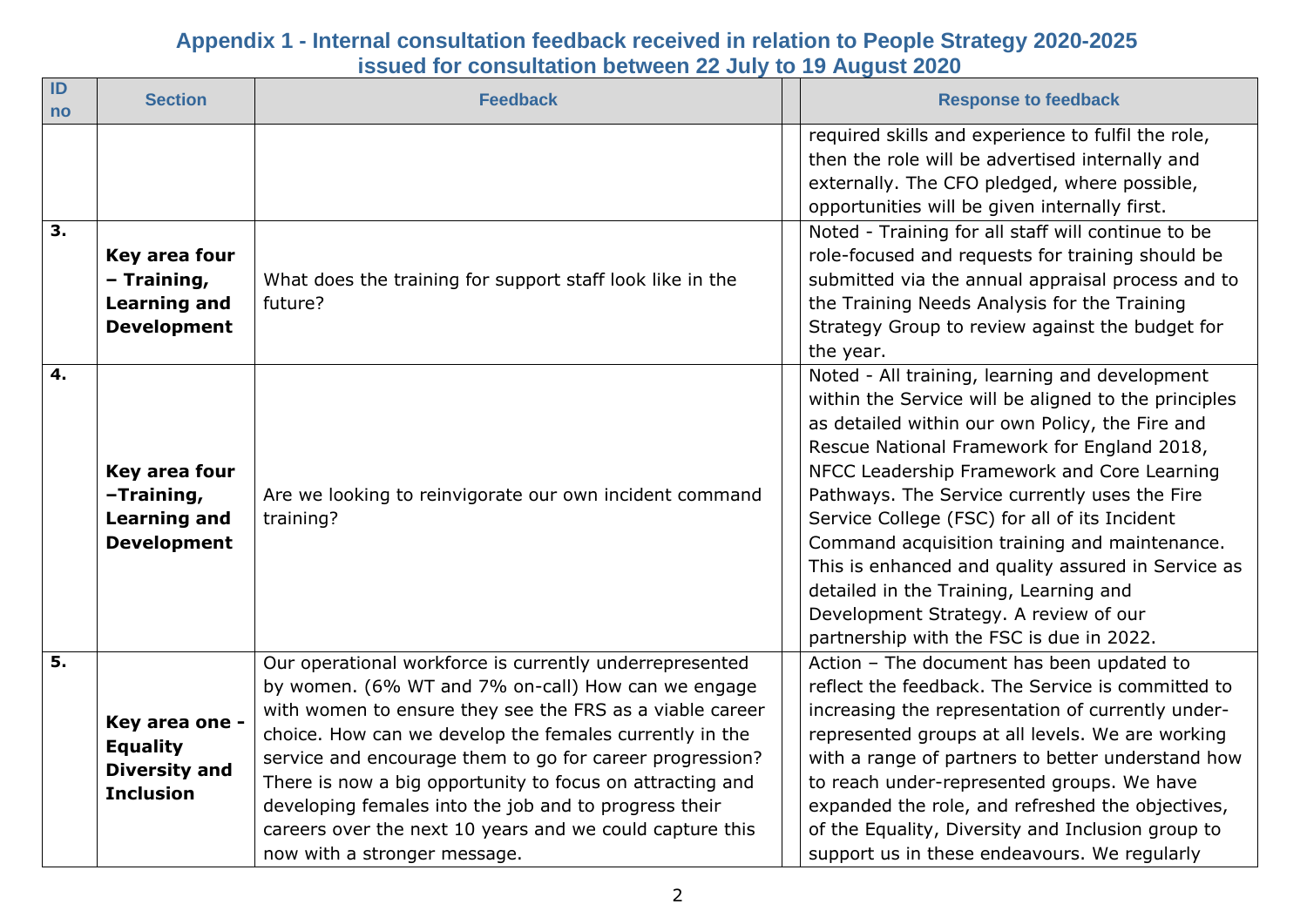## Appendix 1 - Internal consultation feedback received in relation to People Strategy 2020-2025 issued for consultation between 22 July to 19 August 2020

| ID no | Section | Feedback | | Response to feedback |
|---|---|---|---|---|
| | | | | required skills and experience to fulfil the role, then the role will be advertised internally and externally. The CFO pledged, where possible, opportunities will be given internally first. |
| **3.** | **Key area four – Training, Learning and Development** | What does the training for support staff look like in the future? | | Noted - Training for all staff will continue to be role-focused and requests for training should be submitted via the annual appraisal process and to the Training Needs Analysis for the Training Strategy Group to review against the budget for the year. |
| **4.** | **Key area four –Training, Learning and Development** | Are we looking to reinvigorate our own incident command training? | | Noted - All training, learning and development within the Service will be aligned to the principles as detailed within our own Policy, the Fire and Rescue National Framework for England 2018, NFCC Leadership Framework and Core Learning Pathways. The Service currently uses the Fire Service College (FSC) for all of its Incident Command acquisition training and maintenance. This is enhanced and quality assured in Service as detailed in the Training, Learning and Development Strategy. A review of our partnership with the FSC is due in 2022. |
| **5.** | **Key area one - Equality Diversity and Inclusion** | Our operational workforce is currently underrepresented by women. (6% WT and 7% on-call) How can we engage with women to ensure they see the FRS as a viable career choice. How can we develop the females currently in the service and encourage them to go for career progression? There is now a big opportunity to focus on attracting and developing females into the job and to progress their careers over the next 10 years and we could capture this now with a stronger message. | | Action – The document has been updated to reflect the feedback. The Service is committed to increasing the representation of currently under-represented groups at all levels. We are working with a range of partners to better understand how to reach under-represented groups. We have expanded the role, and refreshed the objectives, of the Equality, Diversity and Inclusion group to support us in these endeavours. We regularly |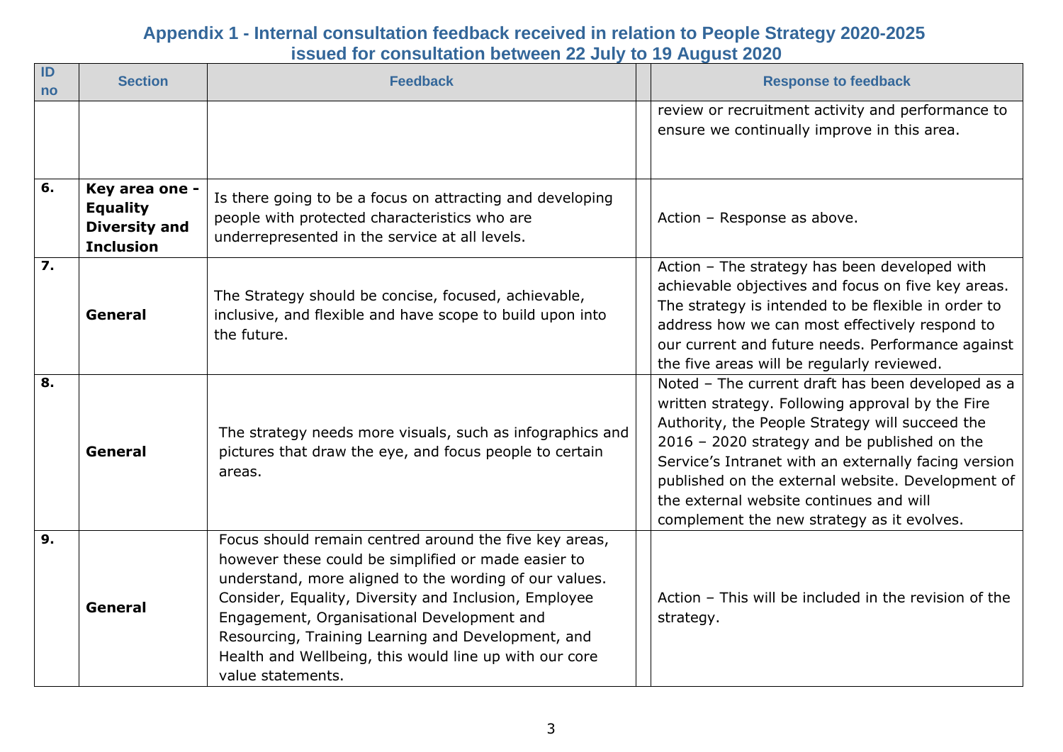## Appendix 1 - Internal consultation feedback received in relation to People Strategy 2020-2025 issued for consultation between 22 July to 19 August 2020

| ID no | Section | Feedback | | Response to feedback |
|---|---|---|---|---|
| | | | | review or recruitment activity and performance to ensure we continually improve in this area. |
| **6.** | **Key area one - Equality Diversity and Inclusion** | Is there going to be a focus on attracting and developing people with protected characteristics who are underrepresented in the service at all levels. | | Action – Response as above. |
| **7.** | **General** | The Strategy should be concise, focused, achievable, inclusive, and flexible and have scope to build upon into the future. | | Action – The strategy has been developed with achievable objectives and focus on five key areas. The strategy is intended to be flexible in order to address how we can most effectively respond to our current and future needs. Performance against the five areas will be regularly reviewed. |
| **8.** | **General** | The strategy needs more visuals, such as infographics and pictures that draw the eye, and focus people to certain areas. | | Noted – The current draft has been developed as a written strategy. Following approval by the Fire Authority, the People Strategy will succeed the 2016 – 2020 strategy and be published on the Service's Intranet with an externally facing version published on the external website. Development of the external website continues and will complement the new strategy as it evolves. |
| **9.** | **General** | Focus should remain centred around the five key areas, however these could be simplified or made easier to understand, more aligned to the wording of our values. Consider, Equality, Diversity and Inclusion, Employee Engagement, Organisational Development and Resourcing, Training Learning and Development, and Health and Wellbeing, this would line up with our core value statements. | | Action – This will be included in the revision of the strategy. |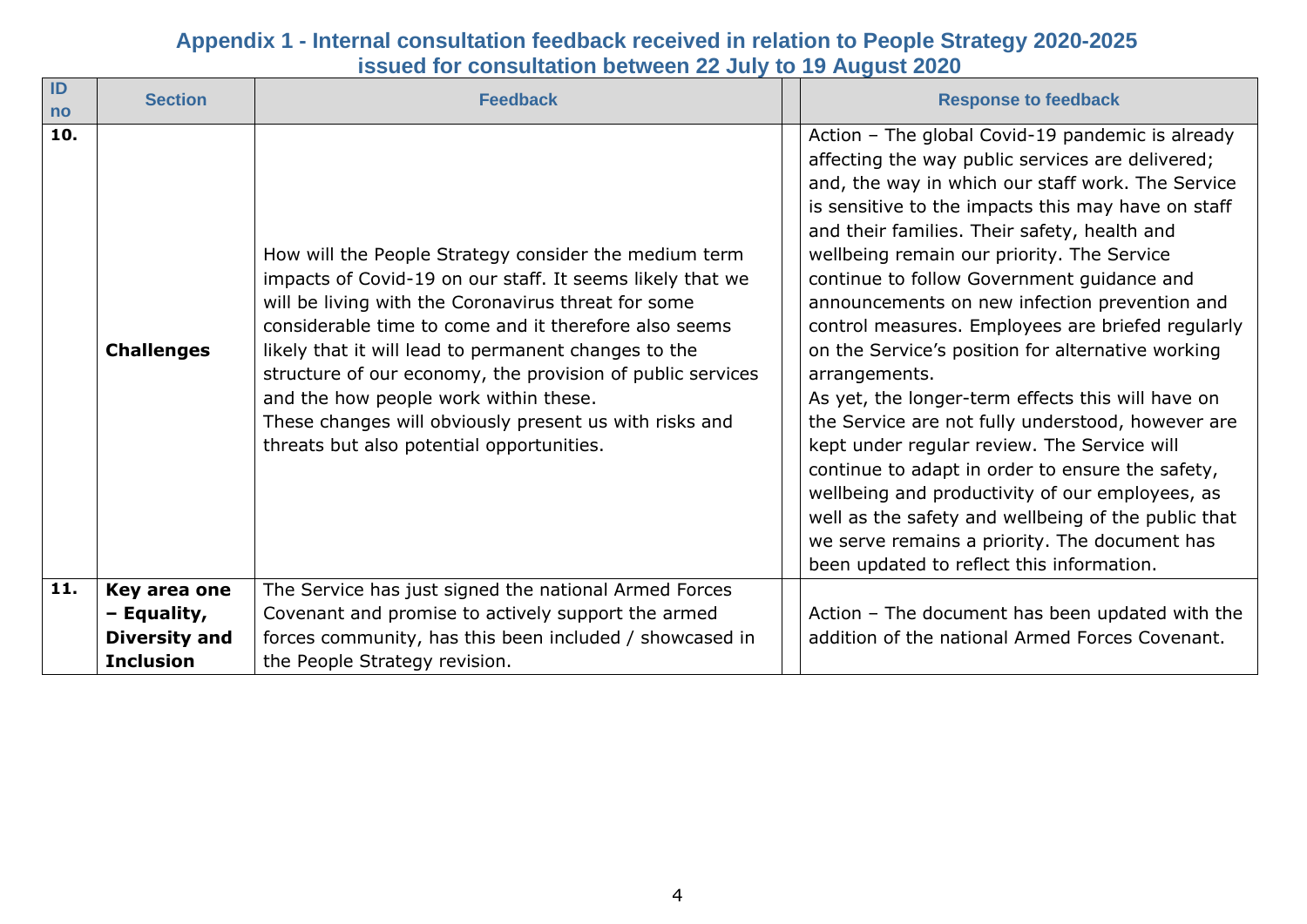# Appendix 1 - Internal consultation feedback received in relation to People Strategy 2020-2025 issued for consultation between 22 July to 19 August 2020

| ID no | Section | Feedback | | Response to feedback |
|---|---|---|---|---|
| **10.** | **Challenges** | How will the People Strategy consider the medium term impacts of Covid-19 on our staff. It seems likely that we will be living with the Coronavirus threat for some considerable time to come and it therefore also seems likely that it will lead to permanent changes to the structure of our economy, the provision of public services and the how people work within these.<br>These changes will obviously present us with risks and threats but also potential opportunities. | | Action – The global Covid-19 pandemic is already affecting the way public services are delivered; and, the way in which our staff work. The Service is sensitive to the impacts this may have on staff and their families. Their safety, health and wellbeing remain our priority. The Service continue to follow Government guidance and announcements on new infection prevention and control measures. Employees are briefed regularly on the Service's position for alternative working arrangements.<br>As yet, the longer-term effects this will have on the Service are not fully understood, however are kept under regular review. The Service will continue to adapt in order to ensure the safety, wellbeing and productivity of our employees, as well as the safety and wellbeing of the public that we serve remains a priority. The document has been updated to reflect this information. |
| **11.** | **Key area one – Equality, Diversity and Inclusion** | The Service has just signed the national Armed Forces Covenant and promise to actively support the armed forces community, has this been included / showcased in the People Strategy revision. | | Action – The document has been updated with the addition of the national Armed Forces Covenant. |